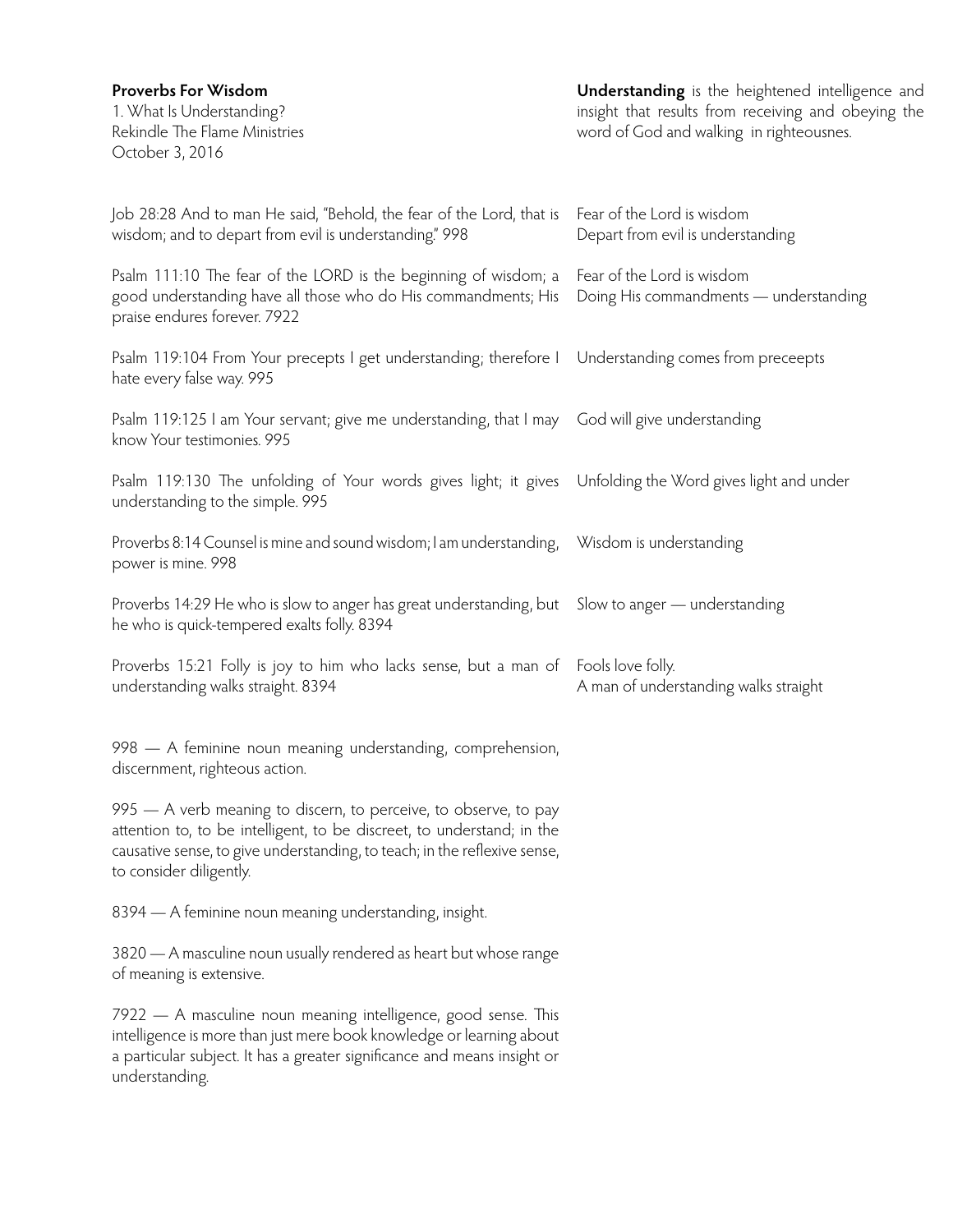**Proverbs For Wisdom**
1. What Is Understanding?
Rekindle The Flame Ministries
October 3, 2016

**Understanding** is the heightened intelligence and insight that results from receiving and obeying the word of God and walking in righteousnes.

| Scripture | Note |
|---|---|
| Job 28:28 And to man He said, "Behold, the fear of the Lord, that is wisdom; and to depart from evil is understanding." 998 | Fear of the Lord is wisdom<br>Depart from evil is understanding |
| Psalm 111:10 The fear of the LORD is the beginning of wisdom; a good understanding have all those who do His commandments; His praise endures forever. 7922 | Fear of the Lord is wisdom<br>Doing His commandments — understanding |
| Psalm 119:104 From Your precepts I get understanding; therefore I hate every false way. 995 | Understanding comes from preceepts |
| Psalm 119:125 I am Your servant; give me understanding, that I may know Your testimonies. 995 | God will give understanding |
| Psalm 119:130 The unfolding of Your words gives light; it gives understanding to the simple. 995 | Unfolding the Word gives light and under |
| Proverbs 8:14 Counsel is mine and sound wisdom; I am understanding, power is mine. 998 | Wisdom is understanding |
| Proverbs 14:29 He who is slow to anger has great understanding, but he who is quick-tempered exalts folly. 8394 | Slow to anger — understanding |
| Proverbs 15:21 Folly is joy to him who lacks sense, but a man of understanding walks straight. 8394 | Fools love folly.<br>A man of understanding walks straight |

998 — A feminine noun meaning understanding, comprehension, discernment, righteous action.

995 — A verb meaning to discern, to perceive, to observe, to pay attention to, to be intelligent, to be discreet, to understand; in the causative sense, to give understanding, to teach; in the reflexive sense, to consider diligently.

8394 — A feminine noun meaning understanding, insight.

3820 — A masculine noun usually rendered as heart but whose range of meaning is extensive.

7922 — A masculine noun meaning intelligence, good sense. This intelligence is more than just mere book knowledge or learning about a particular subject. It has a greater significance and means insight or understanding.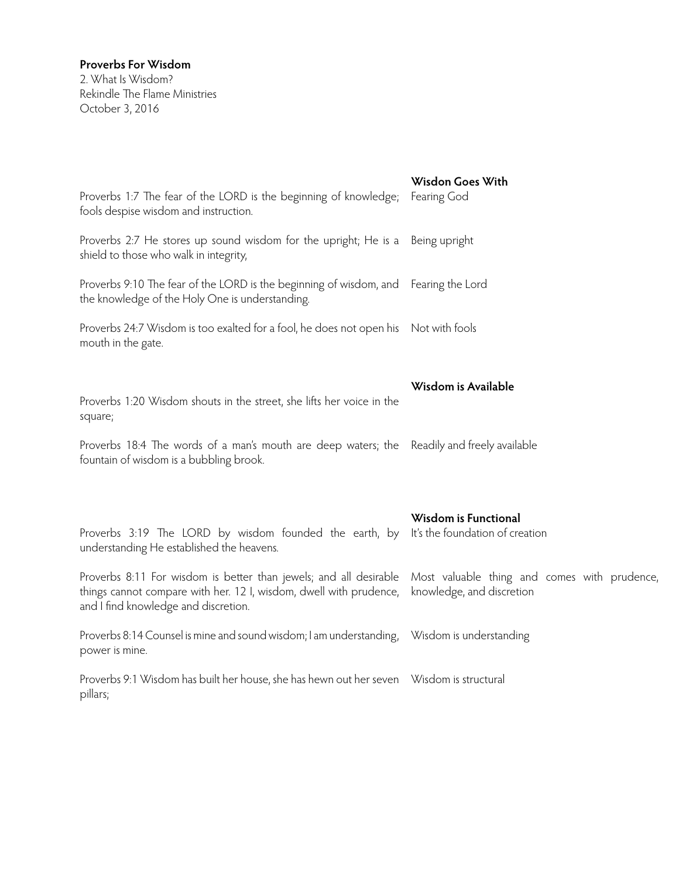**Proverbs For Wisdom**
2. What Is Wisdom?
Rekindle The Flame Ministries
October 3, 2016

| | **Wisdon Goes With** |
|---|---|
| Proverbs 1:7 The fear of the LORD is the beginning of knowledge; fools despise wisdom and instruction. | Fearing God |
| Proverbs 2:7 He stores up sound wisdom for the upright; He is a shield to those who walk in integrity, | Being upright |
| Proverbs 9:10 The fear of the LORD is the beginning of wisdom, and the knowledge of the Holy One is understanding. | Fearing the Lord |
| Proverbs 24:7 Wisdom is too exalted for a fool, he does not open his mouth in the gate. | Not with fools |

| | **Wisdom is Available** |
|---|---|
| Proverbs 1:20 Wisdom shouts in the street, she lifts her voice in the square; | |
| Proverbs 18:4 The words of a man's mouth are deep waters; the fountain of wisdom is a bubbling brook. | Readily and freely available |

| | **Wisdom is Functional** |
|---|---|
| Proverbs 3:19 The LORD by wisdom founded the earth, by understanding He established the heavens. | It's the foundation of creation |
| Proverbs 8:11 For wisdom is better than jewels; and all desirable things cannot compare with her. 12 I, wisdom, dwell with prudence, and I find knowledge and discretion. | Most valuable thing and comes with prudence, knowledge, and discretion |
| Proverbs 8:14 Counsel is mine and sound wisdom; I am understanding, power is mine. | Wisdom is understanding |
| Proverbs 9:1 Wisdom has built her house, she has hewn out her seven pillars; | Wisdom is structural |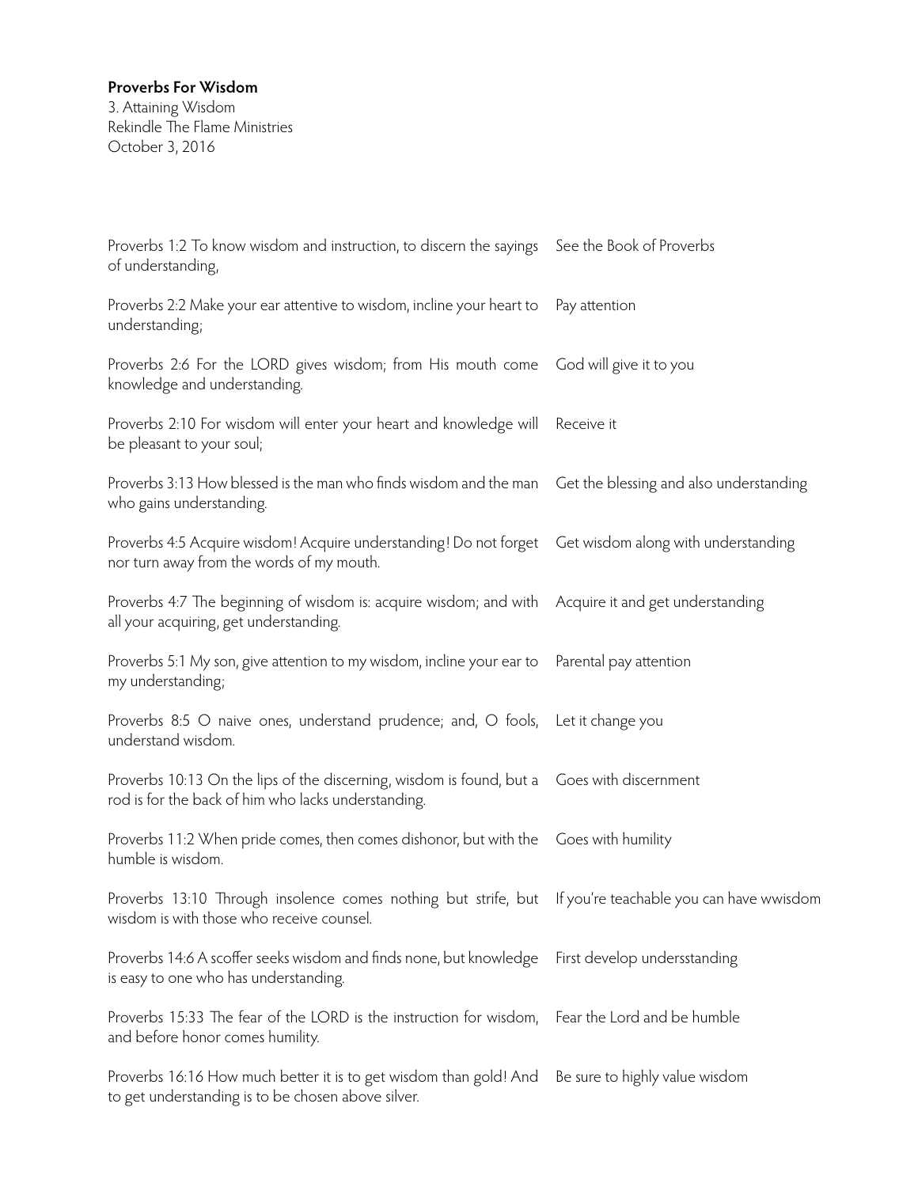**Proverbs For Wisdom**
3. Attaining Wisdom
Rekindle The Flame Ministries
October 3, 2016

| | |
|---|---|
| Proverbs 1:2 To know wisdom and instruction, to discern the sayings of understanding, | See the Book of Proverbs |
| Proverbs 2:2 Make your ear attentive to wisdom, incline your heart to understanding; | Pay attention |
| Proverbs 2:6 For the LORD gives wisdom; from His mouth come knowledge and understanding. | God will give it to you |
| Proverbs 2:10 For wisdom will enter your heart and knowledge will be pleasant to your soul; | Receive it |
| Proverbs 3:13 How blessed is the man who finds wisdom and the man who gains understanding. | Get the blessing and also understanding |
| Proverbs 4:5 Acquire wisdom! Acquire understanding! Do not forget nor turn away from the words of my mouth. | Get wisdom along with understanding |
| Proverbs 4:7 The beginning of wisdom is: acquire wisdom; and with all your acquiring, get understanding. | Acquire it and get understanding |
| Proverbs 5:1 My son, give attention to my wisdom, incline your ear to my understanding; | Parental pay attention |
| Proverbs 8:5 O naive ones, understand prudence; and, O fools, understand wisdom. | Let it change you |
| Proverbs 10:13 On the lips of the discerning, wisdom is found, but a rod is for the back of him who lacks understanding. | Goes with discernment |
| Proverbs 11:2 When pride comes, then comes dishonor, but with the humble is wisdom. | Goes with humility |
| Proverbs 13:10 Through insolence comes nothing but strife, but wisdom is with those who receive counsel. | If you're teachable you can have wwisdom |
| Proverbs 14:6 A scoffer seeks wisdom and finds none, but knowledge is easy to one who has understanding. | First develop undersstanding |
| Proverbs 15:33 The fear of the LORD is the instruction for wisdom, and before honor comes humility. | Fear the Lord and be humble |
| Proverbs 16:16 How much better it is to get wisdom than gold! And to get understanding is to be chosen above silver. | Be sure to highly value wisdom |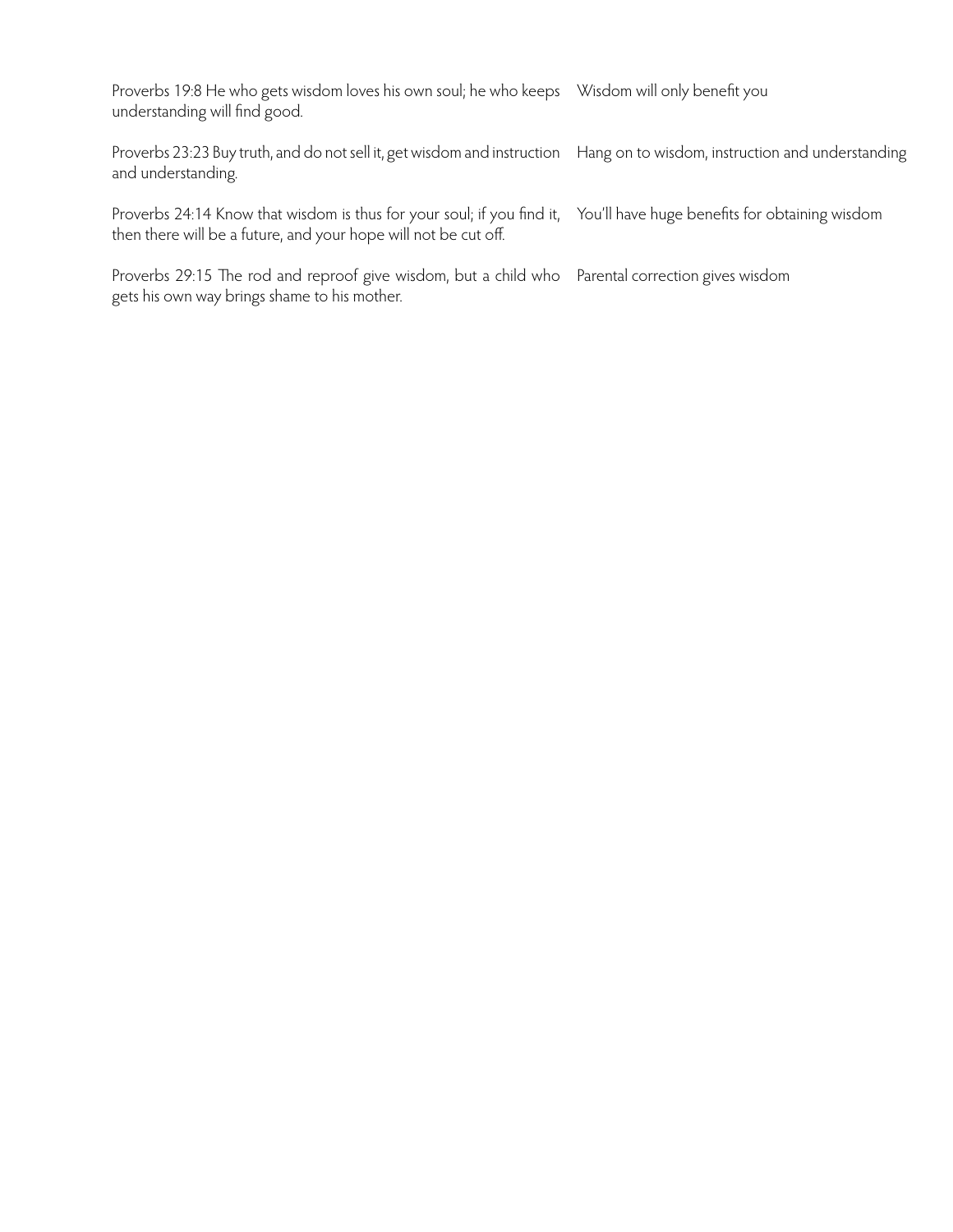| | |
|---|---|
| Proverbs 19:8 He who gets wisdom loves his own soul; he who keeps understanding will find good. | Wisdom will only benefit you |
| Proverbs 23:23 Buy truth, and do not sell it, get wisdom and instruction and understanding. | Hang on to wisdom, instruction and understanding |
| Proverbs 24:14 Know that wisdom is thus for your soul; if you find it, then there will be a future, and your hope will not be cut off. | You'll have huge benefits for obtaining wisdom |
| Proverbs 29:15 The rod and reproof give wisdom, but a child who gets his own way brings shame to his mother. | Parental correction gives wisdom |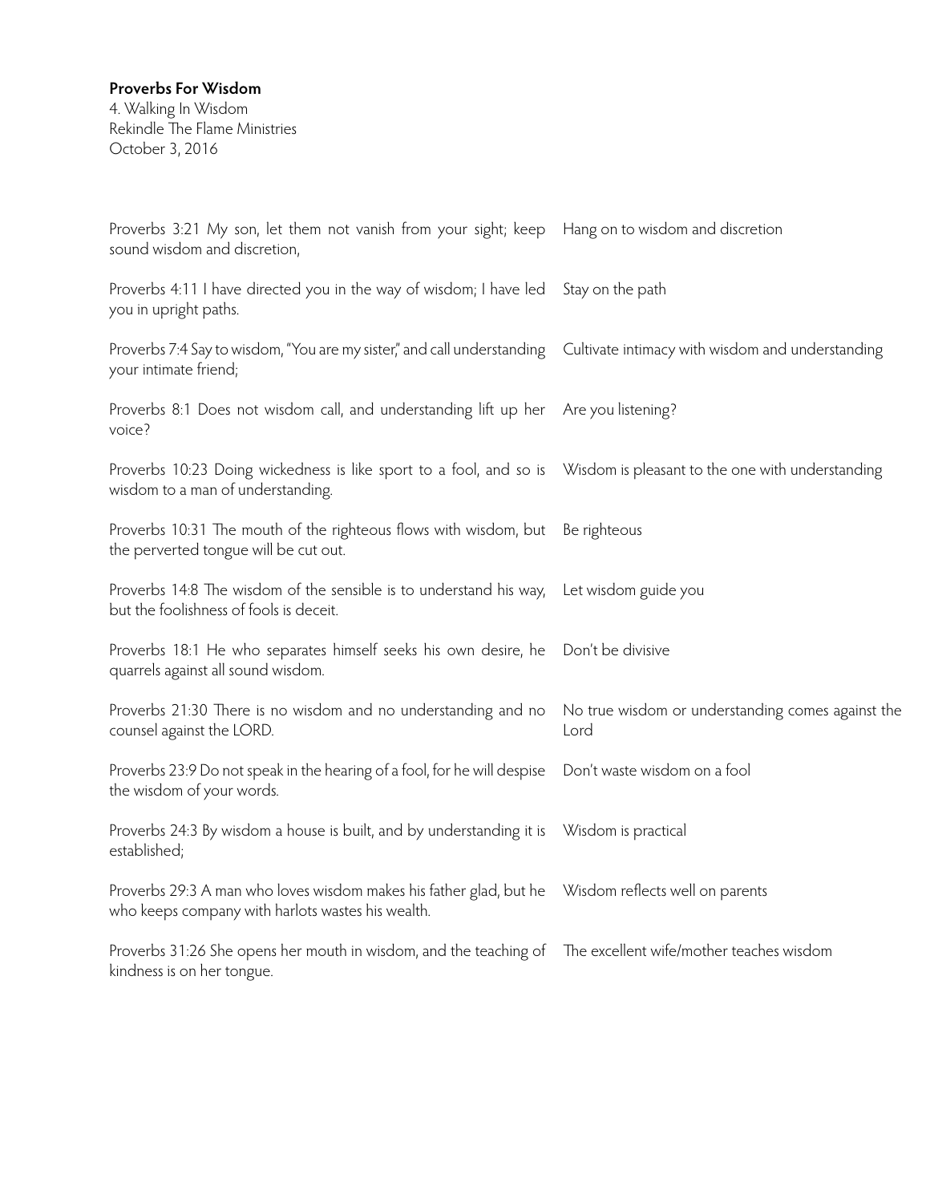**Proverbs For Wisdom**
4. Walking In Wisdom
Rekindle The Flame Ministries
October 3, 2016

| | |
|---|---|
| Proverbs 3:21 My son, let them not vanish from your sight; keep sound wisdom and discretion, | Hang on to wisdom and discretion |
| Proverbs 4:11 I have directed you in the way of wisdom; I have led you in upright paths. | Stay on the path |
| Proverbs 7:4 Say to wisdom, "You are my sister," and call understanding your intimate friend; | Cultivate intimacy with wisdom and understanding |
| Proverbs 8:1 Does not wisdom call, and understanding lift up her voice? | Are you listening? |
| Proverbs 10:23 Doing wickedness is like sport to a fool, and so is wisdom to a man of understanding. | Wisdom is pleasant to the one with understanding |
| Proverbs 10:31 The mouth of the righteous flows with wisdom, but the perverted tongue will be cut out. | Be righteous |
| Proverbs 14:8 The wisdom of the sensible is to understand his way, but the foolishness of fools is deceit. | Let wisdom guide you |
| Proverbs 18:1 He who separates himself seeks his own desire, he quarrels against all sound wisdom. | Don't be divisive |
| Proverbs 21:30 There is no wisdom and no understanding and no counsel against the LORD. | No true wisdom or understanding comes against the Lord |
| Proverbs 23:9 Do not speak in the hearing of a fool, for he will despise the wisdom of your words. | Don't waste wisdom on a fool |
| Proverbs 24:3 By wisdom a house is built, and by understanding it is established; | Wisdom is practical |
| Proverbs 29:3 A man who loves wisdom makes his father glad, but he who keeps company with harlots wastes his wealth. | Wisdom reflects well on parents |
| Proverbs 31:26 She opens her mouth in wisdom, and the teaching of kindness is on her tongue. | The excellent wife/mother teaches wisdom |